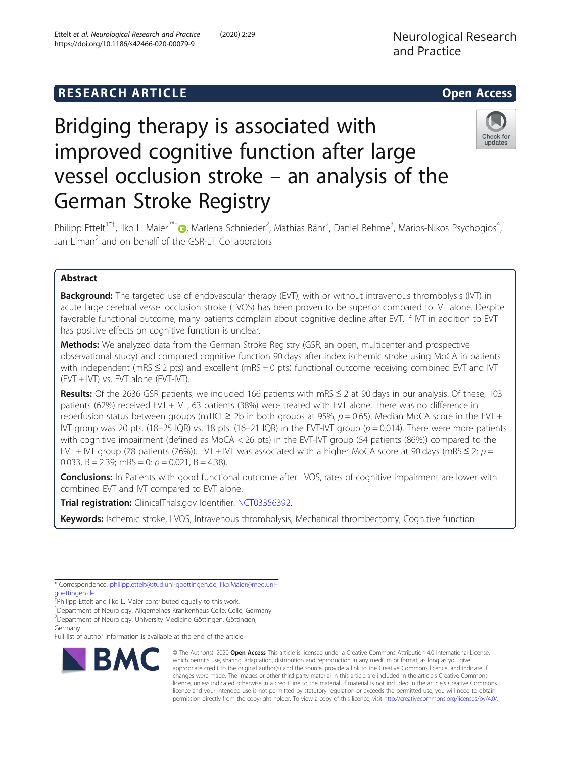RESEARCH ARTICLE

Open Access

# Bridging therapy is associated with improved cognitive function after large vessel occlusion stroke – an analysis of the German Stroke Registry

Philipp Ettelt[1*†], Ilko L. Maier[2*†], Marlena Schnieder[2], Mathias Bähr[2], Daniel Behme[3], Marios-Nikos Psychogios[4], Jan Liman[2] and on behalf of the GSR-ET Collaborators

## Abstract

**Background:** The targeted use of endovascular therapy (EVT), with or without intravenous thrombolysis (IVT) in acute large cerebral vessel occlusion stroke (LVOS) has been proven to be superior compared to IVT alone. Despite favorable functional outcome, many patients complain about cognitive decline after EVT. If IVT in addition to EVT has positive effects on cognitive function is unclear.

**Methods:** We analyzed data from the German Stroke Registry (GSR, an open, multicenter and prospective observational study) and compared cognitive function 90 days after index ischemic stroke using MoCA in patients with independent (mRS ≤ 2 pts) and excellent (mRS = 0 pts) functional outcome receiving combined EVT and IVT (EVT + IVT) vs. EVT alone (EVT-IVT).

**Results:** Of the 2636 GSR patients, we included 166 patients with mRS ≤ 2 at 90 days in our analysis. Of these, 103 patients (62%) received EVT + IVT, 63 patients (38%) were treated with EVT alone. There was no difference in reperfusion status between groups (mTICI ≥ 2b in both groups at 95%, $p = 0.65$). Median MoCA score in the EVT + IVT group was 20 pts. (18–25 IQR) vs. 18 pts. (16–21 IQR) in the EVT-IVT group ($p = 0.014$). There were more patients with cognitive impairment (defined as MoCA < 26 pts) in the EVT-IVT group (54 patients (86%)) compared to the EVT + IVT group (78 patients (76%)). EVT + IVT was associated with a higher MoCA score at 90 days (mRS ≤ 2: $p = 0.033$, B = 2.39; mRS = 0: $p = 0.021$, B = 4.38).

**Conclusions:** In Patients with good functional outcome after LVOS, rates of cognitive impairment are lower with combined EVT and IVT compared to EVT alone.

**Trial registration:** ClinicalTrials.gov Identifier: NCT03356392.

**Keywords:** Ischemic stroke, LVOS, Intravenous thrombolysis, Mechanical thrombectomy, Cognitive function

---

\* Correspondence: philipp.ettelt@stud.uni-goettingen.de; Ilko.Maier@med.uni-goettingen.de

†Philipp Ettelt and Ilko L. Maier contributed equally to this work.

[1]Department of Neurology, Allgemeines Krankenhaus Celle, Celle, Germany

[2]Department of Neurology, University Medicine Göttingen, Göttingen, Germany

Full list of author information is available at the end of the article

© The Author(s). 2020 **Open Access** This article is licensed under a Creative Commons Attribution 4.0 International License, which permits use, sharing, adaptation, distribution and reproduction in any medium or format, as long as you give appropriate credit to the original author(s) and the source, provide a link to the Creative Commons licence, and indicate if changes were made. The images or other third party material in this article are included in the article's Creative Commons licence, unless indicated otherwise in a credit line to the material. If material is not included in the article's Creative Commons licence and your intended use is not permitted by statutory regulation or exceeds the permitted use, you will need to obtain permission directly from the copyright holder. To view a copy of this licence, visit http://creativecommons.org/licenses/by/4.0/.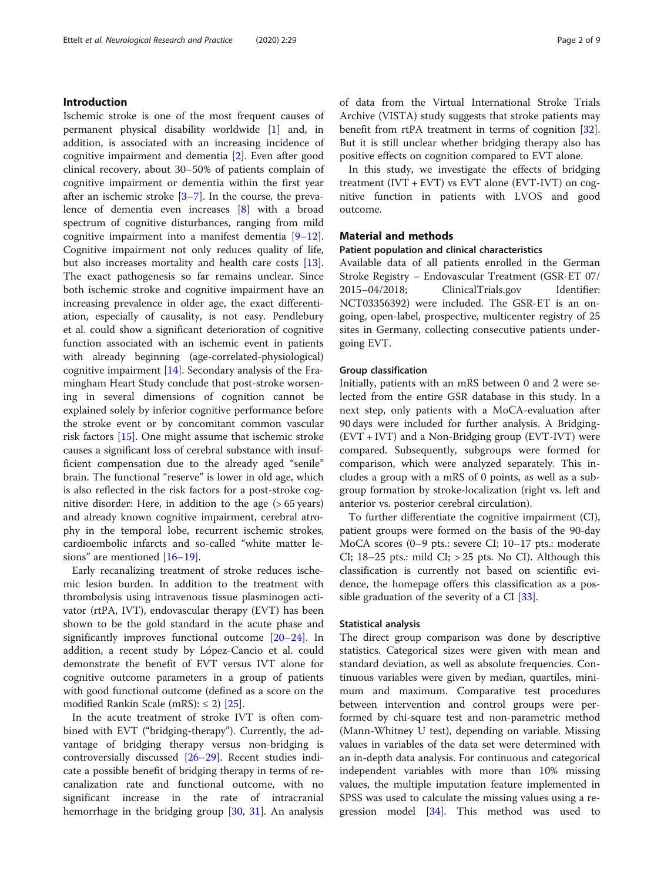## Introduction

Ischemic stroke is one of the most frequent causes of permanent physical disability worldwide [1] and, in addition, is associated with an increasing incidence of cognitive impairment and dementia [2]. Even after good clinical recovery, about 30–50% of patients complain of cognitive impairment or dementia within the first year after an ischemic stroke [3–7]. In the course, the prevalence of dementia even increases [8] with a broad spectrum of cognitive disturbances, ranging from mild cognitive impairment into a manifest dementia [9–12]. Cognitive impairment not only reduces quality of life, but also increases mortality and health care costs [13]. The exact pathogenesis so far remains unclear. Since both ischemic stroke and cognitive impairment have an increasing prevalence in older age, the exact differentiation, especially of causality, is not easy. Pendlebury et al. could show a significant deterioration of cognitive function associated with an ischemic event in patients with already beginning (age-correlated-physiological) cognitive impairment [14]. Secondary analysis of the Framingham Heart Study conclude that post-stroke worsening in several dimensions of cognition cannot be explained solely by inferior cognitive performance before the stroke event or by concomitant common vascular risk factors [15]. One might assume that ischemic stroke causes a significant loss of cerebral substance with insufficient compensation due to the already aged "senile" brain. The functional "reserve" is lower in old age, which is also reflected in the risk factors for a post-stroke cognitive disorder: Here, in addition to the age (> 65 years) and already known cognitive impairment, cerebral atrophy in the temporal lobe, recurrent ischemic strokes, cardioembolic infarcts and so-called "white matter lesions" are mentioned [16–19].

Early recanalizing treatment of stroke reduces ischemic lesion burden. In addition to the treatment with thrombolysis using intravenous tissue plasminogen activator (rtPA, IVT), endovascular therapy (EVT) has been shown to be the gold standard in the acute phase and significantly improves functional outcome [20–24]. In addition, a recent study by López-Cancio et al. could demonstrate the benefit of EVT versus IVT alone for cognitive outcome parameters in a group of patients with good functional outcome (defined as a score on the modified Rankin Scale (mRS): ≤ 2) [25].

In the acute treatment of stroke IVT is often combined with EVT ("bridging-therapy"). Currently, the advantage of bridging therapy versus non-bridging is controversially discussed [26–29]. Recent studies indicate a possible benefit of bridging therapy in terms of recanalization rate and functional outcome, with no significant increase in the rate of intracranial hemorrhage in the bridging group [30, 31]. An analysis of data from the Virtual International Stroke Trials Archive (VISTA) study suggests that stroke patients may benefit from rtPA treatment in terms of cognition [32]. But it is still unclear whether bridging therapy also has positive effects on cognition compared to EVT alone.

In this study, we investigate the effects of bridging treatment (IVT + EVT) vs EVT alone (EVT-IVT) on cognitive function in patients with LVOS and good outcome.

## Material and methods

### Patient population and clinical characteristics

Available data of all patients enrolled in the German Stroke Registry – Endovascular Treatment (GSR-ET 07/2015–04/2018; ClinicalTrials.gov Identifier: NCT03356392) were included. The GSR-ET is an ongoing, open-label, prospective, multicenter registry of 25 sites in Germany, collecting consecutive patients undergoing EVT.

### Group classification

Initially, patients with an mRS between 0 and 2 were selected from the entire GSR database in this study. In a next step, only patients with a MoCA-evaluation after 90 days were included for further analysis. A Bridging- (EVT + IVT) and a Non-Bridging group (EVT-IVT) were compared. Subsequently, subgroups were formed for comparison, which were analyzed separately. This includes a group with a mRS of 0 points, as well as a subgroup formation by stroke-localization (right vs. left and anterior vs. posterior cerebral circulation).

To further differentiate the cognitive impairment (CI), patient groups were formed on the basis of the 90-day MoCA scores (0–9 pts.: severe CI; 10–17 pts.: moderate CI; 18–25 pts.: mild CI; > 25 pts. No CI). Although this classification is currently not based on scientific evidence, the homepage offers this classification as a possible graduation of the severity of a CI [33].

### Statistical analysis

The direct group comparison was done by descriptive statistics. Categorical sizes were given with mean and standard deviation, as well as absolute frequencies. Continuous variables were given by median, quartiles, minimum and maximum. Comparative test procedures between intervention and control groups were performed by chi-square test and non-parametric method (Mann-Whitney U test), depending on variable. Missing values in variables of the data set were determined with an in-depth data analysis. For continuous and categorical independent variables with more than 10% missing values, the multiple imputation feature implemented in SPSS was used to calculate the missing values using a regression model [34]. This method was used to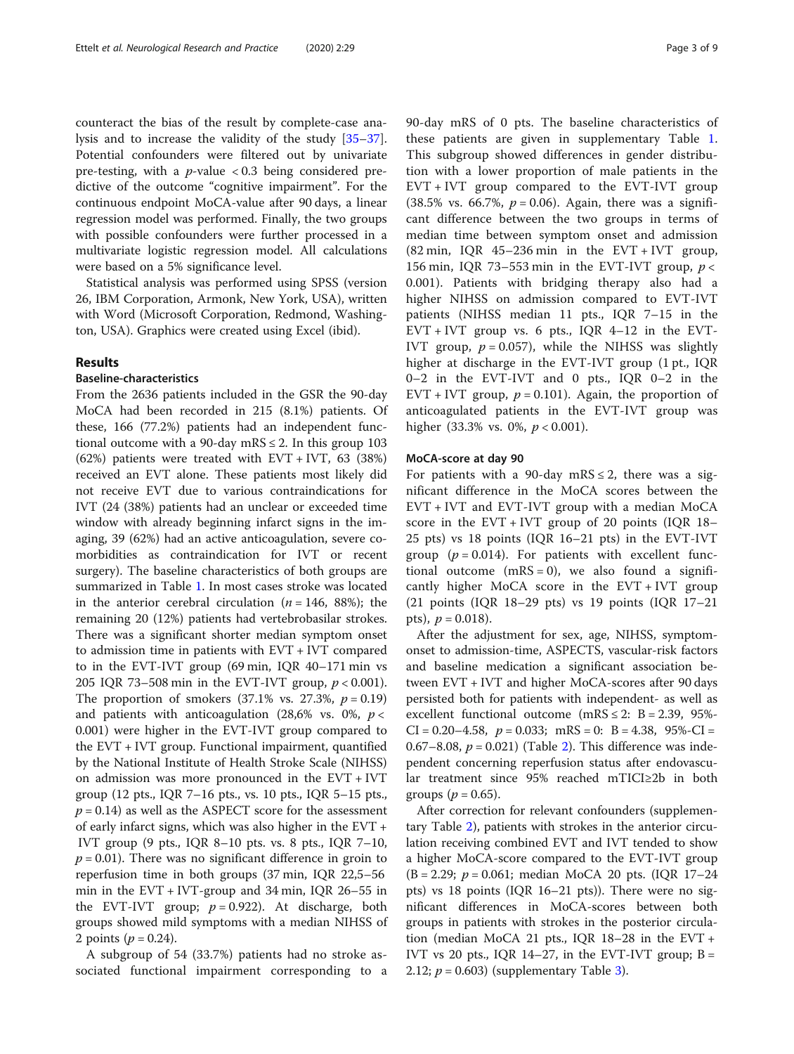counteract the bias of the result by complete-case analysis and to increase the validity of the study [35–37]. Potential confounders were filtered out by univariate pre-testing, with a $p$-value $< 0.3$ being considered predictive of the outcome "cognitive impairment". For the continuous endpoint MoCA-value after 90 days, a linear regression model was performed. Finally, the two groups with possible confounders were further processed in a multivariate logistic regression model. All calculations were based on a 5% significance level.

Statistical analysis was performed using SPSS (version 26, IBM Corporation, Armonk, New York, USA), written with Word (Microsoft Corporation, Redmond, Washington, USA). Graphics were created using Excel (ibid).

## Results

### Baseline-characteristics

From the 2636 patients included in the GSR the 90-day MoCA had been recorded in 215 (8.1%) patients. Of these, 166 (77.2%) patients had an independent functional outcome with a 90-day mRS ≤ 2. In this group 103 (62%) patients were treated with EVT + IVT, 63 (38%) received an EVT alone. These patients most likely did not receive EVT due to various contraindications for IVT (24 (38%) patients had an unclear or exceeded time window with already beginning infarct signs in the imaging, 39 (62%) had an active anticoagulation, severe comorbidities as contraindication for IVT or recent surgery). The baseline characteristics of both groups are summarized in Table 1. In most cases stroke was located in the anterior cerebral circulation ($n = 146$, 88%); the remaining 20 (12%) patients had vertebrobasilar strokes. There was a significant shorter median symptom onset to admission time in patients with EVT + IVT compared to in the EVT-IVT group (69 min, IQR 40–171 min vs 205 IQR 73–508 min in the EVT-IVT group, $p < 0.001$). The proportion of smokers (37.1% vs. 27.3%, $p = 0.19$) and patients with anticoagulation (28,6% vs. 0%, $p < 0.001$) were higher in the EVT-IVT group compared to the EVT + IVT group. Functional impairment, quantified by the National Institute of Health Stroke Scale (NIHSS) on admission was more pronounced in the EVT + IVT group (12 pts., IQR 7–16 pts., vs. 10 pts., IQR 5–15 pts., $p = 0.14$) as well as the ASPECT score for the assessment of early infarct signs, which was also higher in the EVT + IVT group (9 pts., IQR 8–10 pts. vs. 8 pts., IQR 7–10, $p = 0.01$). There was no significant difference in groin to reperfusion time in both groups (37 min, IQR 22,5–56 min in the EVT + IVT-group and 34 min, IQR 26–55 in the EVT-IVT group; $p = 0.922$). At discharge, both groups showed mild symptoms with a median NIHSS of 2 points ($p = 0.24$).

A subgroup of 54 (33.7%) patients had no stroke associated functional impairment corresponding to a 90-day mRS of 0 pts. The baseline characteristics of these patients are given in supplementary Table 1. This subgroup showed differences in gender distribution with a lower proportion of male patients in the EVT + IVT group compared to the EVT-IVT group (38.5% vs. 66.7%, $p = 0.06$). Again, there was a significant difference between the two groups in terms of median time between symptom onset and admission (82 min, IQR 45–236 min in the EVT + IVT group, 156 min, IQR 73–553 min in the EVT-IVT group, $p < 0.001$). Patients with bridging therapy also had a higher NIHSS on admission compared to EVT-IVT patients (NIHSS median 11 pts., IQR 7–15 in the EVT + IVT group vs. 6 pts., IQR 4–12 in the EVT-IVT group, $p = 0.057$), while the NIHSS was slightly higher at discharge in the EVT-IVT group (1 pt., IQR 0–2 in the EVT-IVT and 0 pts., IQR 0–2 in the EVT + IVT group, $p = 0.101$). Again, the proportion of anticoagulated patients in the EVT-IVT group was higher (33.3% vs. 0%, $p < 0.001$).

### MoCA-score at day 90

For patients with a 90-day mRS ≤ 2, there was a significant difference in the MoCA scores between the EVT + IVT and EVT-IVT group with a median MoCA score in the EVT + IVT group of 20 points (IQR 18–25 pts) vs 18 points (IQR 16–21 pts) in the EVT-IVT group ($p = 0.014$). For patients with excellent functional outcome (mRS = 0), we also found a significantly higher MoCA score in the EVT + IVT group (21 points (IQR 18–29 pts) vs 19 points (IQR 17–21 pts), $p = 0.018$).

After the adjustment for sex, age, NIHSS, symptom-onset to admission-time, ASPECTS, vascular-risk factors and baseline medication a significant association between EVT + IVT and higher MoCA-scores after 90 days persisted both for patients with independent- as well as excellent functional outcome (mRS ≤ 2: B = 2.39, 95%-CI = 0.20–4.58, $p = 0.033$; mRS = 0: B = 4.38, 95%-CI = 0.67–8.08, $p = 0.021$) (Table 2). This difference was independent concerning reperfusion status after endovascular treatment since 95% reached mTICI≥2b in both groups ($p = 0.65$).

After correction for relevant confounders (supplementary Table 2), patients with strokes in the anterior circulation receiving combined EVT and IVT tended to show a higher MoCA-score compared to the EVT-IVT group (B = 2.29; $p = 0.061$; median MoCA 20 pts. (IQR 17–24 pts) vs 18 points (IQR 16–21 pts)). There were no significant differences in MoCA-scores between both groups in patients with strokes in the posterior circulation (median MoCA 21 pts., IQR 18–28 in the EVT + IVT vs 20 pts., IQR 14–27, in the EVT-IVT group; B = 2.12; $p = 0.603$) (supplementary Table 3).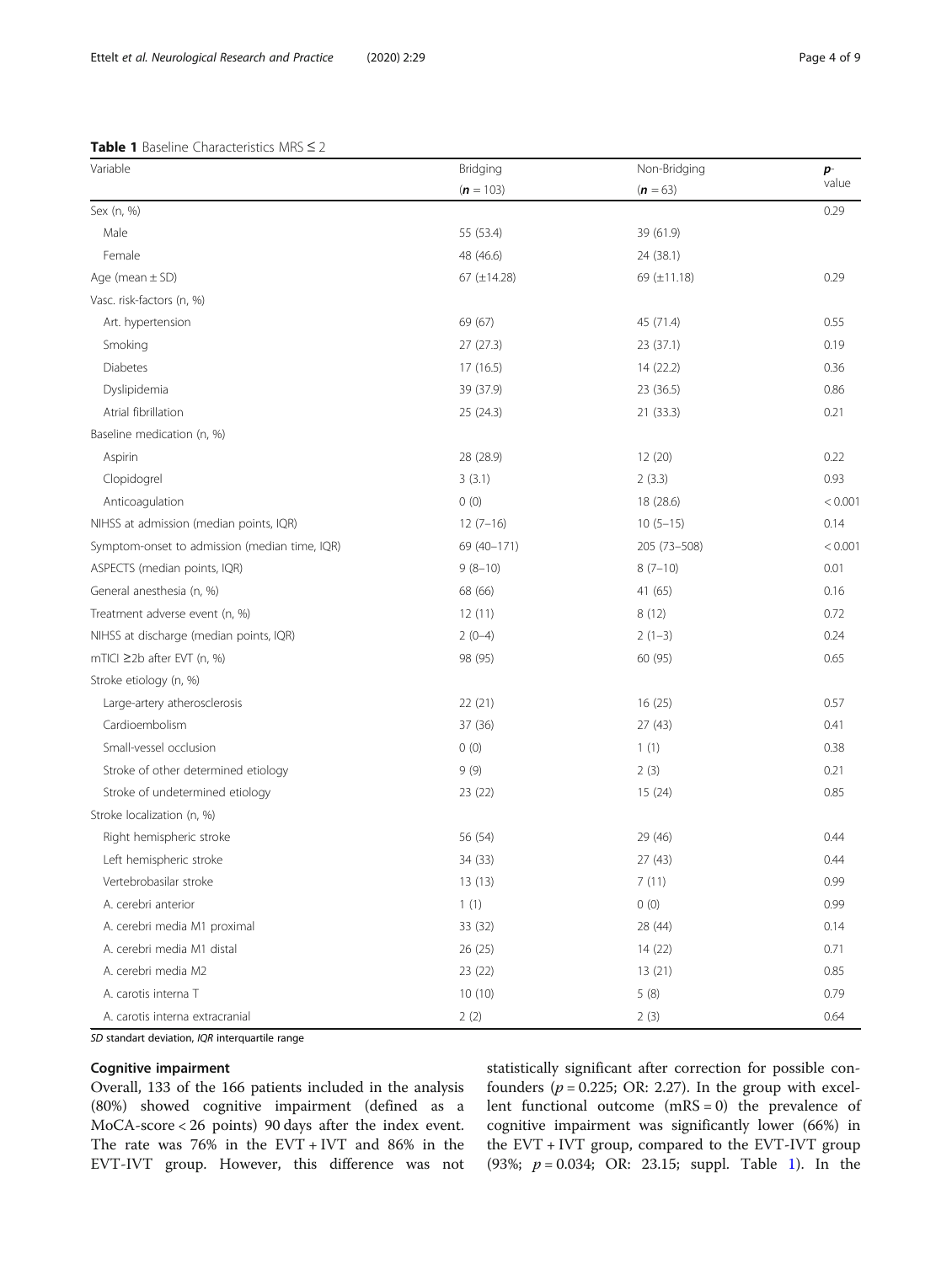**Table 1** Baseline Characteristics MRS ≤ 2

| Variable | Bridging (**n** = 103) | Non-Bridging (**n** = 63) | **p**-value |
|---|---|---|---|
| Sex (n, %) | | | 0.29 |
| Male | 55 (53.4) | 39 (61.9) | |
| Female | 48 (46.6) | 24 (38.1) | |
| Age (mean ± SD) | 67 (±14.28) | 69 (±11.18) | 0.29 |
| Vasc. risk-factors (n, %) | | | |
| Art. hypertension | 69 (67) | 45 (71.4) | 0.55 |
| Smoking | 27 (27.3) | 23 (37.1) | 0.19 |
| Diabetes | 17 (16.5) | 14 (22.2) | 0.36 |
| Dyslipidemia | 39 (37.9) | 23 (36.5) | 0.86 |
| Atrial fibrillation | 25 (24.3) | 21 (33.3) | 0.21 |
| Baseline medication (n, %) | | | |
| Aspirin | 28 (28.9) | 12 (20) | 0.22 |
| Clopidogrel | 3 (3.1) | 2 (3.3) | 0.93 |
| Anticoagulation | 0 (0) | 18 (28.6) | < 0.001 |
| NIHSS at admission (median points, IQR) | 12 (7–16) | 10 (5–15) | 0.14 |
| Symptom-onset to admission (median time, IQR) | 69 (40–171) | 205 (73–508) | < 0.001 |
| ASPECTS (median points, IQR) | 9 (8–10) | 8 (7–10) | 0.01 |
| General anesthesia (n, %) | 68 (66) | 41 (65) | 0.16 |
| Treatment adverse event (n, %) | 12 (11) | 8 (12) | 0.72 |
| NIHSS at discharge (median points, IQR) | 2 (0–4) | 2 (1–3) | 0.24 |
| mTICI ≥2b after EVT (n, %) | 98 (95) | 60 (95) | 0.65 |
| Stroke etiology (n, %) | | | |
| Large-artery atherosclerosis | 22 (21) | 16 (25) | 0.57 |
| Cardioembolism | 37 (36) | 27 (43) | 0.41 |
| Small-vessel occlusion | 0 (0) | 1 (1) | 0.38 |
| Stroke of other determined etiology | 9 (9) | 2 (3) | 0.21 |
| Stroke of undetermined etiology | 23 (22) | 15 (24) | 0.85 |
| Stroke localization (n, %) | | | |
| Right hemispheric stroke | 56 (54) | 29 (46) | 0.44 |
| Left hemispheric stroke | 34 (33) | 27 (43) | 0.44 |
| Vertebrobasilar stroke | 13 (13) | 7 (11) | 0.99 |
| A. cerebri anterior | 1 (1) | 0 (0) | 0.99 |
| A. cerebri media M1 proximal | 33 (32) | 28 (44) | 0.14 |
| A. cerebri media M1 distal | 26 (25) | 14 (22) | 0.71 |
| A. cerebri media M2 | 23 (22) | 13 (21) | 0.85 |
| A. carotis interna T | 10 (10) | 5 (8) | 0.79 |
| A. carotis interna extracranial | 2 (2) | 2 (3) | 0.64 |

*SD* standart deviation, *IQR* interquartile range

### Cognitive impairment

Overall, 133 of the 166 patients included in the analysis (80%) showed cognitive impairment (defined as a MoCA-score < 26 points) 90 days after the index event. The rate was 76% in the EVT + IVT and 86% in the EVT-IVT group. However, this difference was not statistically significant after correction for possible confounders ($p = 0.225$; OR: 2.27). In the group with excellent functional outcome (mRS = 0) the prevalence of cognitive impairment was significantly lower (66%) in the EVT + IVT group, compared to the EVT-IVT group (93%; $p = 0.034$; OR: 23.15; suppl. Table 1). In the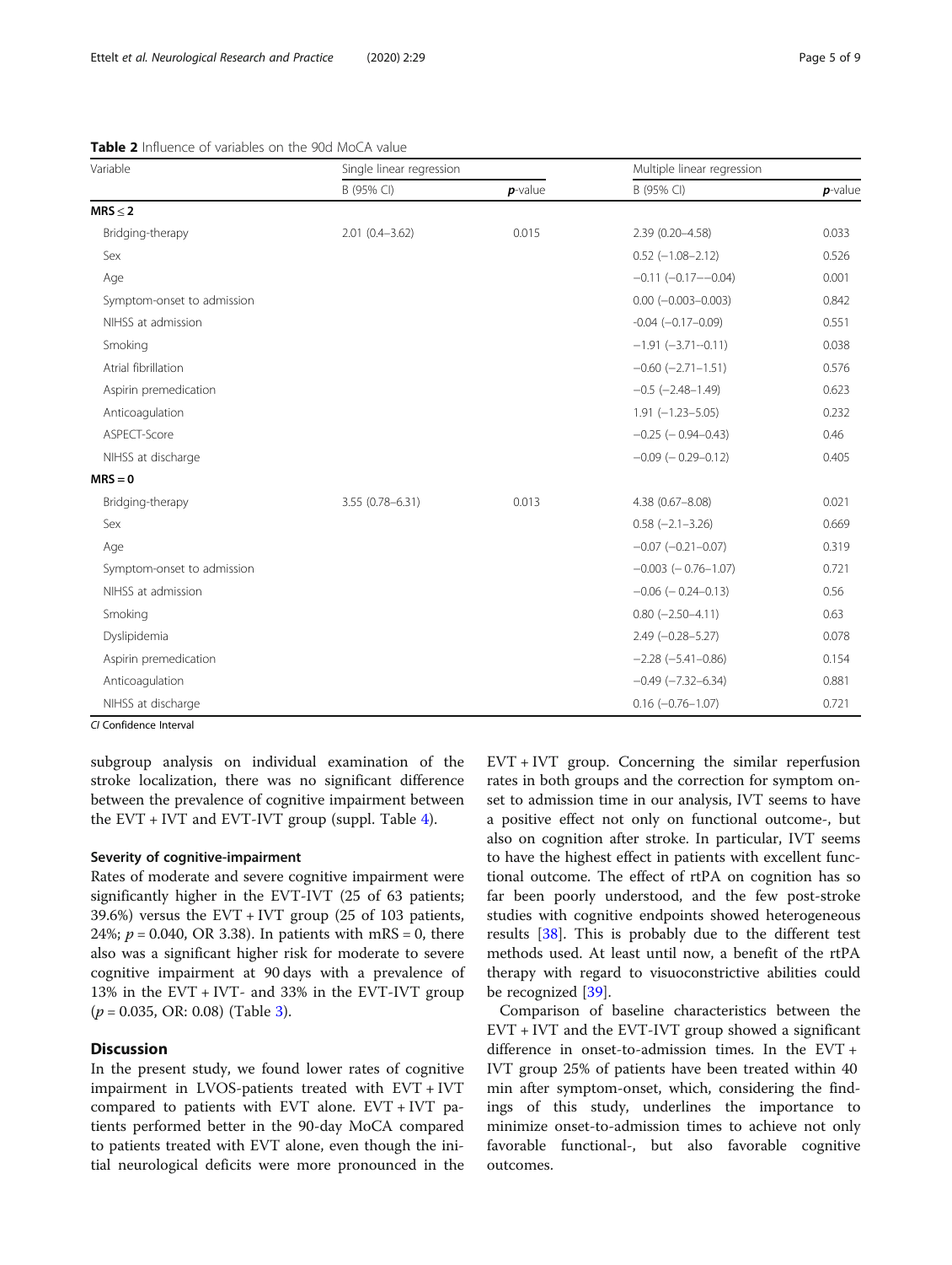**Table 2** Influence of variables on the 90d MoCA value

| Variable | Single linear regression | | Multiple linear regression | |
|---|---|---|---|---|
| | B (95% CI) | *p*-value | B (95% CI) | *p*-value |
| **MRS ≤ 2** | | | | |
| Bridging-therapy | 2.01 (0.4–3.62) | 0.015 | 2.39 (0.20–4.58) | 0.033 |
| Sex | | | 0.52 (−1.08–2.12) | 0.526 |
| Age | | | −0.11 (−0.17–−0.04) | 0.001 |
| Symptom-onset to admission | | | 0.00 (−0.003–0.003) | 0.842 |
| NIHSS at admission | | | -0.04 (−0.17–0.09) | 0.551 |
| Smoking | | | −1.91 (−3.71–0.11) | 0.038 |
| Atrial fibrillation | | | −0.60 (−2.71–1.51) | 0.576 |
| Aspirin premedication | | | −0.5 (−2.48–1.49) | 0.623 |
| Anticoagulation | | | 1.91 (−1.23–5.05) | 0.232 |
| ASPECT-Score | | | −0.25 (− 0.94–0.43) | 0.46 |
| NIHSS at discharge | | | −0.09 (− 0.29–0.12) | 0.405 |
| **MRS = 0** | | | | |
| Bridging-therapy | 3.55 (0.78–6.31) | 0.013 | 4.38 (0.67–8.08) | 0.021 |
| Sex | | | 0.58 (−2.1–3.26) | 0.669 |
| Age | | | −0.07 (−0.21–0.07) | 0.319 |
| Symptom-onset to admission | | | −0.003 (− 0.76–1.07) | 0.721 |
| NIHSS at admission | | | −0.06 (− 0.24–0.13) | 0.56 |
| Smoking | | | 0.80 (−2.50–4.11) | 0.63 |
| Dyslipidemia | | | 2.49 (−0.28–5.27) | 0.078 |
| Aspirin premedication | | | −2.28 (−5.41–0.86) | 0.154 |
| Anticoagulation | | | −0.49 (−7.32–6.34) | 0.881 |
| NIHSS at discharge | | | 0.16 (−0.76–1.07) | 0.721 |

*CI* Confidence Interval

subgroup analysis on individual examination of the stroke localization, there was no significant difference between the prevalence of cognitive impairment between the EVT + IVT and EVT-IVT group (suppl. Table 4).

### Severity of cognitive-impairment

Rates of moderate and severe cognitive impairment were significantly higher in the EVT-IVT (25 of 63 patients; 39.6%) versus the EVT + IVT group (25 of 103 patients, 24%; $p = 0.040$, OR 3.38). In patients with mRS = 0, there also was a significant higher risk for moderate to severe cognitive impairment at 90 days with a prevalence of 13% in the EVT + IVT- and 33% in the EVT-IVT group ($p = 0.035$, OR: 0.08) (Table 3).

## Discussion

In the present study, we found lower rates of cognitive impairment in LVOS-patients treated with EVT + IVT compared to patients with EVT alone. EVT + IVT patients performed better in the 90-day MoCA compared to patients treated with EVT alone, even though the initial neurological deficits were more pronounced in the EVT + IVT group. Concerning the similar reperfusion rates in both groups and the correction for symptom onset to admission time in our analysis, IVT seems to have a positive effect not only on functional outcome-, but also on cognition after stroke. In particular, IVT seems to have the highest effect in patients with excellent functional outcome. The effect of rtPA on cognition has so far been poorly understood, and the few post-stroke studies with cognitive endpoints showed heterogeneous results [38]. This is probably due to the different test methods used. At least until now, a benefit of the rtPA therapy with regard to visuoconstrictive abilities could be recognized [39].

Comparison of baseline characteristics between the EVT + IVT and the EVT-IVT group showed a significant difference in onset-to-admission times. In the EVT + IVT group 25% of patients have been treated within 40 min after symptom-onset, which, considering the findings of this study, underlines the importance to minimize onset-to-admission times to achieve not only favorable functional-, but also favorable cognitive outcomes.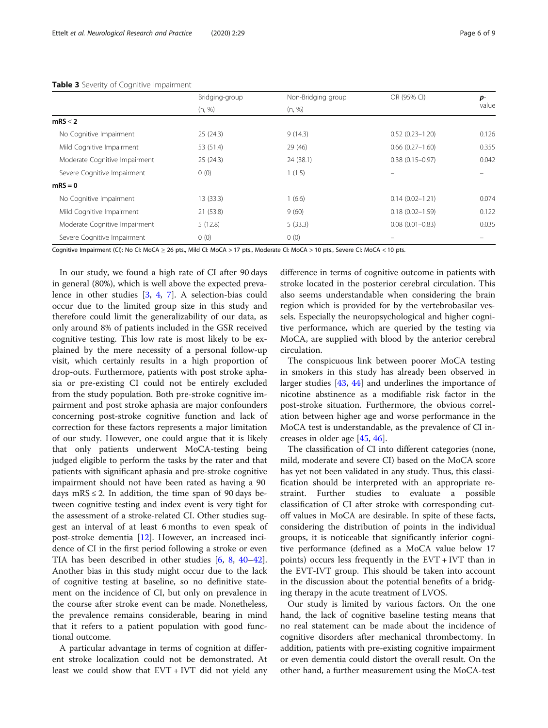**Table 3** Severity of Cognitive Impairment

| | Bridging-group (n, %) | Non-Bridging group (n, %) | OR (95% CI) | *p*-value |
|---|---|---|---|---|
| **mRS ≤ 2** | | | | |
| No Cognitive Impairment | 25 (24.3) | 9 (14.3) | 0.52 (0.23–1.20) | 0.126 |
| Mild Cognitive Impairment | 53 (51.4) | 29 (46) | 0.66 (0.27–1.60) | 0.355 |
| Moderate Cognitive Impairment | 25 (24.3) | 24 (38.1) | 0.38 (0.15–0.97) | 0.042 |
| Severe Cognitive Impairment | 0 (0) | 1 (1.5) | – | – |
| **mRS = 0** | | | | |
| No Cognitive Impairment | 13 (33.3) | 1 (6.6) | 0.14 (0.02–1.21) | 0.074 |
| Mild Cognitive Impairment | 21 (53.8) | 9 (60) | 0.18 (0.02–1.59) | 0.122 |
| Moderate Cognitive Impairment | 5 (12.8) | 5 (33.3) | 0.08 (0.01–0.83) | 0.035 |
| Severe Cognitive Impairment | 0 (0) | 0 (0) | – | – |

Cognitive Impairment (CI): No CI: MoCA ≥ 26 pts., Mild CI: MoCA > 17 pts., Moderate CI: MoCA > 10 pts., Severe CI: MoCA < 10 pts.

In our study, we found a high rate of CI after 90 days in general (80%), which is well above the expected prevalence in other studies [3, 4, 7]. A selection-bias could occur due to the limited group size in this study and therefore could limit the generalizability of our data, as only around 8% of patients included in the GSR received cognitive testing. This low rate is most likely to be explained by the mere necessity of a personal follow-up visit, which certainly results in a high proportion of drop-outs. Furthermore, patients with post stroke aphasia or pre-existing CI could not be entirely excluded from the study population. Both pre-stroke cognitive impairment and post stroke aphasia are major confounders concerning post-stroke cognitive function and lack of correction for these factors represents a major limitation of our study. However, one could argue that it is likely that only patients underwent MoCA-testing being judged eligible to perform the tasks by the rater and that patients with significant aphasia and pre-stroke cognitive impairment should not have been rated as having a 90 days mRS ≤ 2. In addition, the time span of 90 days between cognitive testing and index event is very tight for the assessment of a stroke-related CI. Other studies suggest an interval of at least 6 months to even speak of post-stroke dementia [12]. However, an increased incidence of CI in the first period following a stroke or even TIA has been described in other studies [6, 8, 40–42]. Another bias in this study might occur due to the lack of cognitive testing at baseline, so no definitive statement on the incidence of CI, but only on prevalence in the course after stroke event can be made. Nonetheless, the prevalence remains considerable, bearing in mind that it refers to a patient population with good functional outcome.

A particular advantage in terms of cognition at different stroke localization could not be demonstrated. At least we could show that EVT + IVT did not yield any difference in terms of cognitive outcome in patients with stroke located in the posterior cerebral circulation. This also seems understandable when considering the brain region which is provided for by the vertebrobasilar vessels. Especially the neuropsychological and higher cognitive performance, which are queried by the testing via MoCA, are supplied with blood by the anterior cerebral circulation.

The conspicuous link between poorer MoCA testing in smokers in this study has already been observed in larger studies [43, 44] and underlines the importance of nicotine abstinence as a modifiable risk factor in the post-stroke situation. Furthermore, the obvious correlation between higher age and worse performance in the MoCA test is understandable, as the prevalence of CI increases in older age [45, 46].

The classification of CI into different categories (none, mild, moderate and severe CI) based on the MoCA score has yet not been validated in any study. Thus, this classification should be interpreted with an appropriate restraint. Further studies to evaluate a possible classification of CI after stroke with corresponding cut-off values in MoCA are desirable. In spite of these facts, considering the distribution of points in the individual groups, it is noticeable that significantly inferior cognitive performance (defined as a MoCA value below 17 points) occurs less frequently in the EVT + IVT than in the EVT-IVT group. This should be taken into account in the discussion about the potential benefits of a bridging therapy in the acute treatment of LVOS.

Our study is limited by various factors. On the one hand, the lack of cognitive baseline testing means that no real statement can be made about the incidence of cognitive disorders after mechanical thrombectomy. In addition, patients with pre-existing cognitive impairment or even dementia could distort the overall result. On the other hand, a further measurement using the MoCA-test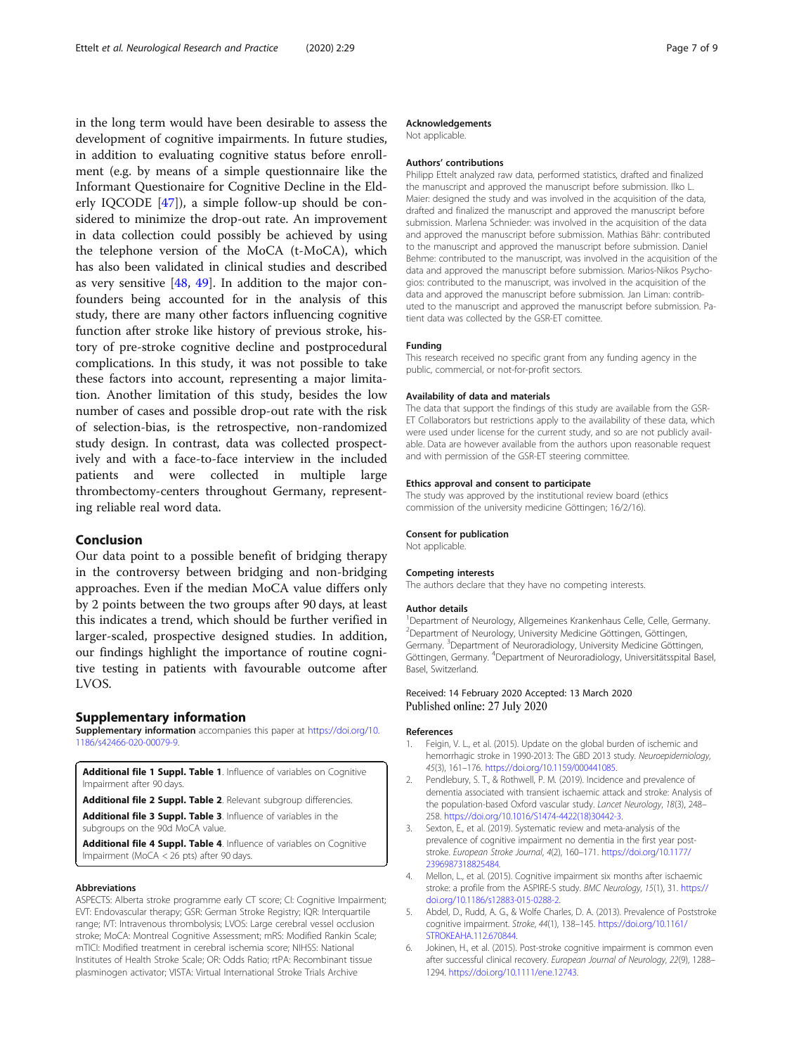in the long term would have been desirable to assess the development of cognitive impairments. In future studies, in addition to evaluating cognitive status before enrollment (e.g. by means of a simple questionnaire like the Informant Questionaire for Cognitive Decline in the Elderly IQCODE [47]), a simple follow-up should be considered to minimize the drop-out rate. An improvement in data collection could possibly be achieved by using the telephone version of the MoCA (t-MoCA), which has also been validated in clinical studies and described as very sensitive [48, 49]. In addition to the major confounders being accounted for in the analysis of this study, there are many other factors influencing cognitive function after stroke like history of previous stroke, history of pre-stroke cognitive decline and postprocedural complications. In this study, it was not possible to take these factors into account, representing a major limitation. Another limitation of this study, besides the low number of cases and possible drop-out rate with the risk of selection-bias, is the retrospective, non-randomized study design. In contrast, data was collected prospectively and with a face-to-face interview in the included patients and were collected in multiple large thrombectomy-centers throughout Germany, representing reliable real word data.

## Conclusion

Our data point to a possible benefit of bridging therapy in the controversy between bridging and non-bridging approaches. Even if the median MoCA value differs only by 2 points between the two groups after 90 days, at least this indicates a trend, which should be further verified in larger-scaled, prospective designed studies. In addition, our findings highlight the importance of routine cognitive testing in patients with favourable outcome after LVOS.

## Supplementary information

**Supplementary information** accompanies this paper at https://doi.org/10.1186/s42466-020-00079-9.

**Additional file 1 Suppl. Table 1**. Influence of variables on Cognitive Impairment after 90 days.

**Additional file 2 Suppl. Table 2**. Relevant subgroup differencies.

**Additional file 3 Suppl. Table 3**. Influence of variables in the subgroups on the 90d MoCA value.

**Additional file 4 Suppl. Table 4**. Influence of variables on Cognitive Impairment (MoCA < 26 pts) after 90 days.

### Abbreviations

ASPECTS: Alberta stroke programme early CT score; CI: Cognitive Impairment; EVT: Endovascular therapy; GSR: German Stroke Registry; IQR: Interquartile range; IVT: Intravenous thrombolysis; LVOS: Large cerebral vessel occlusion stroke; MoCA: Montreal Cognitive Assessment; mRS: Modified Rankin Scale; mTICI: Modified treatment in cerebral ischemia score; NIHSS: National Institutes of Health Stroke Scale; OR: Odds Ratio; rtPA: Recombinant tissue plasminogen activator; VISTA: Virtual International Stroke Trials Archive

### Acknowledgements

Not applicable.

### Authors' contributions

Philipp Ettelt analyzed raw data, performed statistics, drafted and finalized the manuscript and approved the manuscript before submission. Ilko L. Maier: designed the study and was involved in the acquisition of the data, drafted and finalized the manuscript and approved the manuscript before submission. Marlena Schnieder: was involved in the acquisition of the data and approved the manuscript before submission. Mathias Bähr: contributed to the manuscript and approved the manuscript before submission. Daniel Behme: contributed to the manuscript, was involved in the acquisition of the data and approved the manuscript before submission. Marios-Nikos Psychogios: contributed to the manuscript, was involved in the acquisition of the data and approved the manuscript before submission. Jan Liman: contributed to the manuscript and approved the manuscript before submission. Patient data was collected by the GSR-ET comittee.

### Funding

This research received no specific grant from any funding agency in the public, commercial, or not-for-profit sectors.

### Availability of data and materials

The data that support the findings of this study are available from the GSR-ET Collaborators but restrictions apply to the availability of these data, which were used under license for the current study, and so are not publicly available. Data are however available from the authors upon reasonable request and with permission of the GSR-ET steering committee.

### Ethics approval and consent to participate

The study was approved by the institutional review board (ethics commission of the university medicine Göttingen; 16/2/16).

### Consent for publication

Not applicable.

### Competing interests

The authors declare that they have no competing interests.

### Author details

[1]Department of Neurology, Allgemeines Krankenhaus Celle, Celle, Germany. [2]Department of Neurology, University Medicine Göttingen, Göttingen, Germany. [3]Department of Neuroradiology, University Medicine Göttingen, Göttingen, Germany. [4]Department of Neuroradiology, Universitätsspital Basel, Basel, Switzerland.

Received: 14 February 2020 Accepted: 13 March 2020
Published online: 27 July 2020

### References

1. Feigin, V. L., et al. (2015). Update on the global burden of ischemic and hemorrhagic stroke in 1990-2013: The GBD 2013 study. *Neuroepidemiology, 45*(3), 161–176. https://doi.org/10.1159/000441085.
2. Pendlebury, S. T., & Rothwell, P. M. (2019). Incidence and prevalence of dementia associated with transient ischaemic attack and stroke: Analysis of the population-based Oxford vascular study. *Lancet Neurology, 18*(3), 248–258. https://doi.org/10.1016/S1474-4422(18)30442-3.
3. Sexton, E., et al. (2019). Systematic review and meta-analysis of the prevalence of cognitive impairment no dementia in the first year post-stroke. *European Stroke Journal, 4*(2), 160–171. https://doi.org/10.1177/2396987318825484.
4. Mellon, L., et al. (2015). Cognitive impairment six months after ischaemic stroke: a profile from the ASPIRE-S study. *BMC Neurology, 15*(1), 31. https://doi.org/10.1186/s12883-015-0288-2.
5. Abdel, D., Rudd, A. G., & Wolfe Charles, D. A. (2013). Prevalence of Poststroke cognitive impairment. *Stroke, 44*(1), 138–145. https://doi.org/10.1161/STROKEAHA.112.670844.
6. Jokinen, H., et al. (2015). Post-stroke cognitive impairment is common even after successful clinical recovery. *European Journal of Neurology, 22*(9), 1288–1294. https://doi.org/10.1111/ene.12743.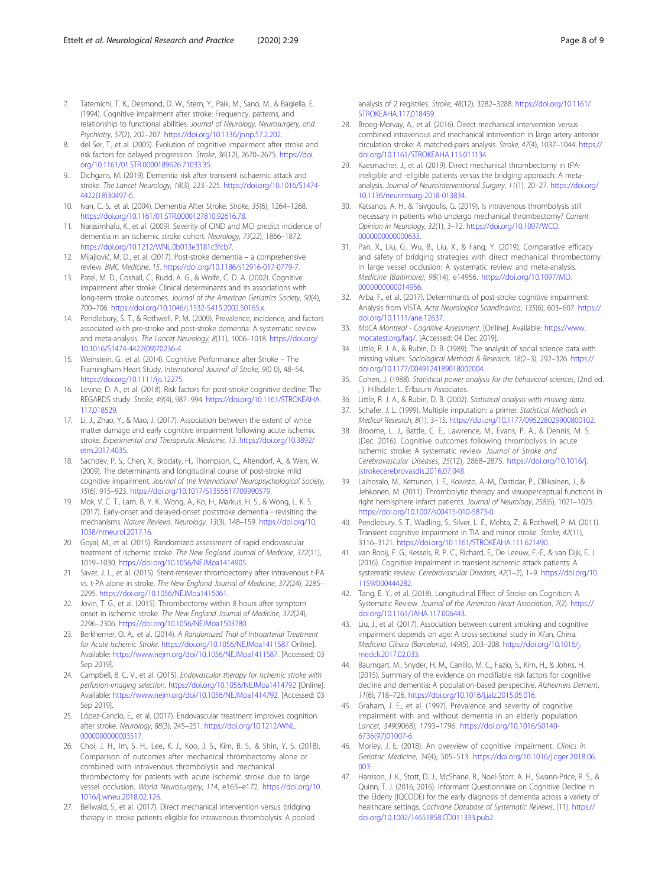7. Tatemichi, T. K., Desmond, D. W., Stern, Y., Paik, M., Sano, M., & Bagiella, E. (1994). Cognitive impairment after stroke: Frequency, patterns, and relationship to functional abilities. *Journal of Neurology, Neurosurgery, and Psychiatry*, *57*(2), 202–207. https://doi.org/10.1136/jnnp.57.2.202.
8. del Ser, T., et al. (2005). Evolution of cognitive impairment after stroke and risk factors for delayed progression. *Stroke*, *36*(12), 2670–2675. https://doi.org/10.1161/01.STR.0000189626.71033.35.
9. Dichgans, M. (2019). Dementia risk after transient ischaemic attack and stroke. *The Lancet Neurology*, *18*(3), 223–225. https://doi.org/10.1016/S1474-4422(18)30497-6.
10. Ivan, C. S., et al. (2004). Dementia After Stroke. *Stroke*, *35*(6), 1264–1268. https://doi.org/10.1161/01.STR.0000127810.92616.78.
11. Narasimhalu, K., et al. (2009). Severity of CIND and MCI predict incidence of dementia in an ischemic stroke cohort. *Neurology*, *73*(22), 1866–1872. https://doi.org/10.1212/WNL.0b013e3181c3fcb7.
12. Mijajlović, M. D., et al. (2017). Post-stroke dementia – a comprehensive review. *BMC Medicine*, *15*. https://doi.org/10.1186/s12916-017-0779-7.
13. Patel, M. D., Coshall, C., Rudd, A. G., & Wolfe, C. D. A. (2002). Cognitive impairment after stroke: Clinical determinants and its associations with long-term stroke outcomes. *Journal of the American Geriatrics Society*, *50*(4), 700–706. https://doi.org/10.1046/j.1532-5415.2002.50165.x.
14. Pendlebury, S. T., & Rothwell, P. M. (2009). Prevalence, incidence, and factors associated with pre-stroke and post-stroke dementia: A systematic review and meta-analysis. *The Lancet Neurology*, *8*(11), 1006–1018. https://doi.org/10.1016/S1474-4422(09)70236-4.
15. Weinstein, G., et al. (2014). Cognitive Performance after Stroke – The Framingham Heart Study. *International Journal of Stroke*, *9*(0 0), 48–54. https://doi.org/10.1111/ijs.12275.
16. Levine, D. A., et al. (2018). Risk factors for post-stroke cognitive decline: The REGARDS study. *Stroke*, *49*(4), 987–994. https://doi.org/10.1161/STROKEAHA.117.018529.
17. Li, J., Zhao, Y., & Mao, J. (2017). Association between the extent of white matter damage and early cognitive impairment following acute ischemic stroke. *Experimental and Therapeutic Medicine*, *13*. https://doi.org/10.3892/etm.2017.4035.
18. Sachdev, P. S., Chen, X., Brodaty, H., Thompson, C., Altendorf, A., & Wen, W. (2009). The determinants and longitudinal course of post-stroke mild cognitive impairment. *Journal of the International Neuropsychological Society*, *15*(6), 915–923. https://doi.org/10.1017/S1355617709990579.
19. Mok, V. C. T., Lam, B. Y. K., Wong, A., Ko, H., Markus, H. S., & Wong, L. K. S. (2017). Early-onset and delayed-onset poststroke dementia - revisiting the mechanisms. *Nature Reviews. Neurology*, *13*(3), 148–159. https://doi.org/10.1038/nrneurol.2017.16.
20. Goyal, M., et al. (2015). Randomized assessment of rapid endovascular treatment of ischemic stroke. *The New England Journal of Medicine*, *372*(11), 1019–1030. https://doi.org/10.1056/NEJMoa1414905.
21. Saver, J. L., et al. (2015). Stent-retriever thrombectomy after intravenous t-PA vs. t-PA alone in stroke. *The New England Journal of Medicine*, *372*(24), 2285–2295. https://doi.org/10.1056/NEJMoa1415061.
22. Jovin, T. G., et al. (2015). Thrombectomy within 8 hours after symptom onset in ischemic stroke. *The New England Journal of Medicine*, *372*(24), 2296–2306. https://doi.org/10.1056/NEJMoa1503780.
23. Berkhemer, O. A., et al. (2014). *A Randomized Trial of Intraarterial Treatment for Acute Ischemic Stroke*. https://doi.org/10.1056/NEJMoa1411587 Online]. Available: https://www.nejm.org/doi/10.1056/NEJMoa1411587. [Accessed: 03 Sep 2019].
24. Campbell, B. C. V., et al. (2015). *Endovascular therapy for ischemic stroke with perfusion-imaging selection*. https://doi.org/10.1056/NEJMoa1414792 [Online]. Available: https://www.nejm.org/doi/10.1056/NEJMoa1414792. [Accessed: 03 Sep 2019].
25. López-Cancio, E., et al. (2017). Endovascular treatment improves cognition after stroke. *Neurology*, *88*(3), 245–251. https://doi.org/10.1212/WNL.0000000000003517.
26. Choi, J. H., Im, S. H., Lee, K. J., Koo, J. S., Kim, B. S., & Shin, Y. S. (2018). Comparison of outcomes after mechanical thrombectomy alone or combined with intravenous thrombolysis and mechanical thrombectomy for patients with acute ischemic stroke due to large vessel occlusion. *World Neurosurgery*, *114*, e165–e172. https://doi.org/10.1016/j.wneu.2018.02.126.
27. Bellwald, S., et al. (2017). Direct mechanical intervention versus bridging therapy in stroke patients eligible for intravenous thrombolysis: A pooled analysis of 2 registries. *Stroke*, *48*(12), 3282–3288. https://doi.org/10.1161/STROKEAHA.117.018459.
28. Broeg-Morvay, A., et al. (2016). Direct mechanical intervention versus combined intravenous and mechanical intervention in large artery anterior circulation stroke: A matched-pairs analysis. *Stroke*, *47*(4), 1037–1044. https://doi.org/10.1161/STROKEAHA.115.011134.
29. Kaesmacher, J., et al. (2019). Direct mechanical thrombectomy in tPA-ineligible and -eligible patients versus the bridging approach: A meta-analysis. *Journal of Neurointerventional Surgery*, *11*(1), 20–27. https://doi.org/10.1136/neurintsurg-2018-013834.
30. Katsanos, A. H., & Tsivgoulis, G. (2019). Is intravenous thrombolysis still necessary in patients who undergo mechanical thrombectomy? *Current Opinion in Neurology*, *32*(1), 3–12. https://doi.org/10.1097/WCO.0000000000000633.
31. Pan, X., Liu, G., Wu, B., Liu, X., & Fang, Y. (2019). Comparative efficacy and safety of bridging strategies with direct mechanical thrombectomy in large vessel occlusion: A systematic review and meta-analysis. *Medicine (Baltimore)*, *98*(14), e14956. https://doi.org/10.1097/MD.0000000000014956.
32. Arba, F., et al. (2017). Determinants of post-stroke cognitive impairment: Analysis from VISTA. *Acta Neurologica Scandinavica*, *135*(6), 603–607. https://doi.org/10.1111/ane.12637.
33. *MoCA Montreal - Cognitive Assessment*. [Online]. Available: https://www.mocatest.org/faq/. [Accessed: 04 Dec 2019].
34. Little, R. J. A., & Rubin, D. B. (1989). The analysis of social science data with missing values. *Sociological Methods & Research*, *18*(2–3), 292–326. https://doi.org/10.1177/0049124189018002004.
35. Cohen, J. (1988). *Statistical power analysis for the behavioral sciences*, (2nd ed. , ). Hillsdale: L. Erlbaum Associates.
36. Little, R. J. A., & Rubin, D. B. (2002). *Statistical analysis with missing data*.
37. Schafer, J. L. (1999). Multiple imputation: a primer. *Statistical Methods in Medical Research*, *8*(1), 3–15. https://doi.org/10.1177/096228029900800102.
38. Broome, L. J., Battle, C. E., Lawrence, M., Evans, P. A., & Dennis, M. S. (Dec. 2016). Cognitive outcomes following thrombolysis in acute ischemic stroke: A systematic review. *Journal of Stroke and Cerebrovascular Diseases*, *25*(12), 2868–2875. https://doi.org/10.1016/j.jstrokecerebrovasdis.2016.07.048.
39. Laihosalo, M., Kettunen, J. E., Koivisto, A.-M., Dastidar, P., Ollikainen, J., & Jehkonen, M. (2011). Thrombolytic therapy and visuoperceptual functions in right hemisphere infarct patients. *Journal of Neurology*, *258*(6), 1021–1025. https://doi.org/10.1007/s00415-010-5873-0.
40. Pendlebury, S. T., Wadling, S., Silver, L. E., Mehta, Z., & Rothwell, P. M. (2011). Transient cognitive impairment in TIA and minor stroke. *Stroke*, *42*(11), 3116–3121. https://doi.org/10.1161/STROKEAHA.111.621490.
41. van Rooij, F. G., Kessels, R. P. C., Richard, E., De Leeuw, F.-E., & van Dijk, E. J. (2016). Cognitive impairment in transient ischemic attack patients: A systematic review. *Cerebrovascular Diseases*, *42*(1–2), 1–9. https://doi.org/10.1159/000444282.
42. Tang, E. Y., et al. (2018). Longitudinal Effect of Stroke on Cognition: A Systematic Review. *Journal of the American Heart Association*, *7*(2). https://doi.org/10.1161/JAHA.117.006443.
43. Liu, J., et al. (2017). Association between current smoking and cognitive impairment depends on age: A cross-sectional study in Xi'an, China. *Medicina Clínica (Barcelona)*, *149*(5), 203–208. https://doi.org/10.1016/j.medcli.2017.02.033.
44. Baumgart, M., Snyder, H. M., Carrillo, M. C., Fazio, S., Kim, H., & Johns, H. (2015). Summary of the evidence on modifiable risk factors for cognitive decline and dementia: A population-based perspective. *Alzheimers Dement*, *11*(6), 718–726. https://doi.org/10.1016/j.jalz.2015.05.016.
45. Graham, J. E., et al. (1997). Prevalence and severity of cognitive impairment with and without dementia in an elderly population. *Lancet*, *349*(9068), 1793–1796. https://doi.org/10.1016/S0140-6736(97)01007-6.
46. Morley, J. E. (2018). An overview of cognitive impairment. *Clinics in Geriatric Medicine*, *34*(4), 505–513. https://doi.org/10.1016/j.cger.2018.06.003.
47. Harrison, J. K., Stott, D. J., McShane, R., Noel-Storr, A. H., Swann-Price, R. S., & Quinn, T. J. (2016, 2016). Informant Questionnaire on Cognitive Decline in the Elderly (IQCODE) for the early diagnosis of dementia across a variety of healthcare settings. *Cochrane Database of Systematic Reviews*, (11). https://doi.org/10.1002/14651858.CD011333.pub2.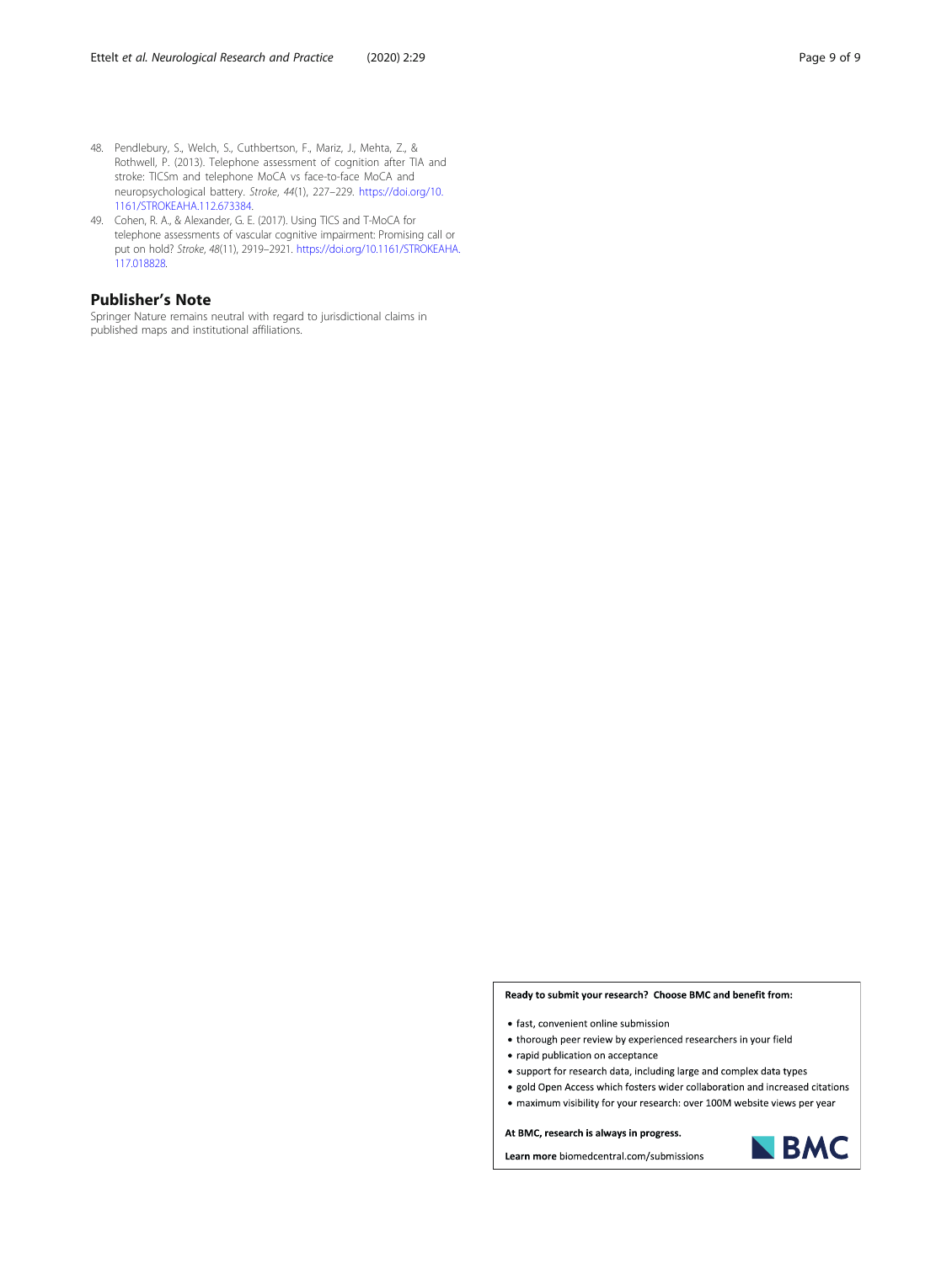48. Pendlebury, S., Welch, S., Cuthbertson, F., Mariz, J., Mehta, Z., & Rothwell, P. (2013). Telephone assessment of cognition after TIA and stroke: TICSm and telephone MoCA vs face-to-face MoCA and neuropsychological battery. *Stroke*, *44*(1), 227–229. https://doi.org/10.1161/STROKEAHA.112.673384.
49. Cohen, R. A., & Alexander, G. E. (2017). Using TICS and T-MoCA for telephone assessments of vascular cognitive impairment: Promising call or put on hold? *Stroke*, *48*(11), 2919–2921. https://doi.org/10.1161/STROKEAHA.117.018828.

## Publisher's Note

Springer Nature remains neutral with regard to jurisdictional claims in published maps and institutional affiliations.

**Ready to submit your research? Choose BMC and benefit from:**

- fast, convenient online submission
- thorough peer review by experienced researchers in your field
- rapid publication on acceptance
- support for research data, including large and complex data types
- gold Open Access which fosters wider collaboration and increased citations
- maximum visibility for your research: over 100M website views per year

**At BMC, research is always in progress.**

**Learn more** biomedcentral.com/submissions

BMC